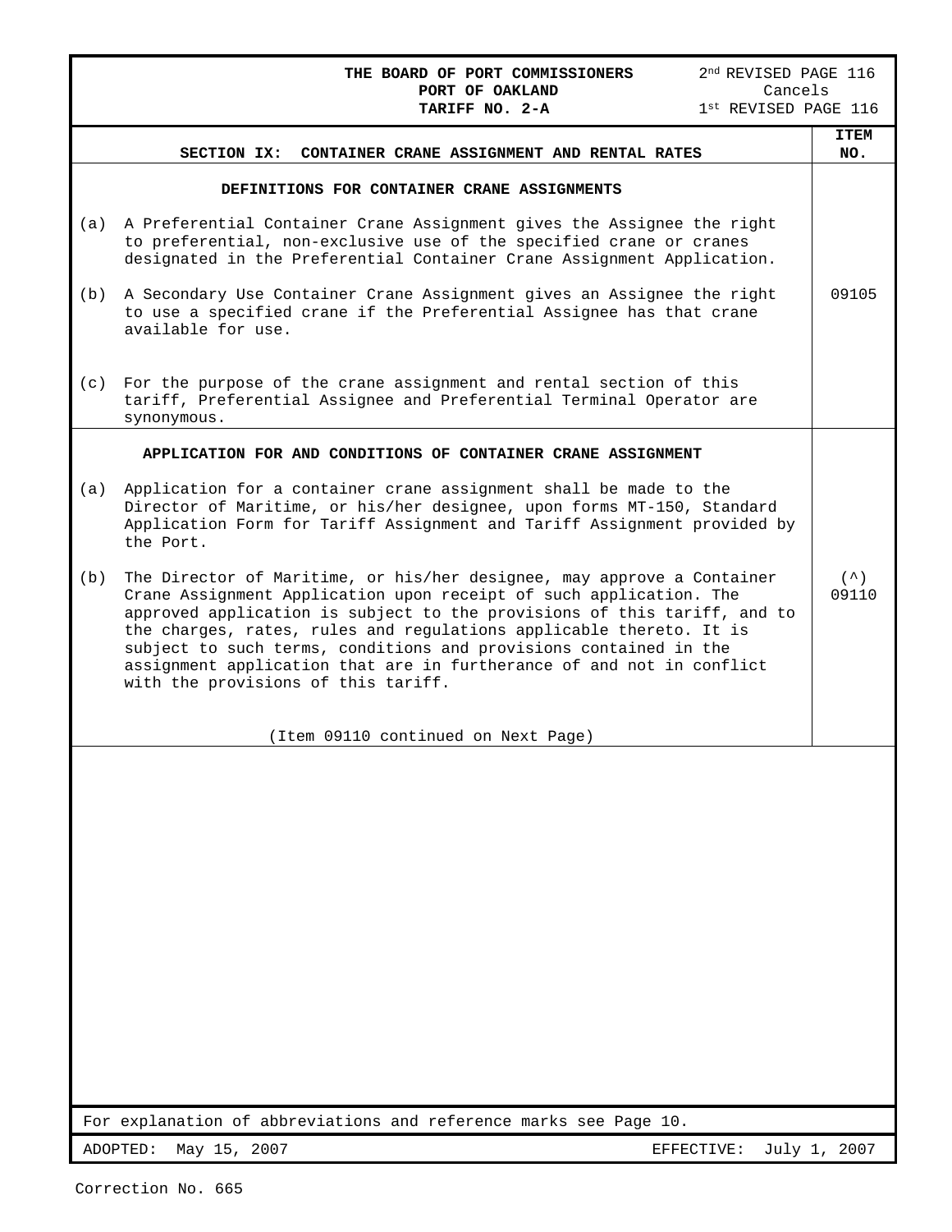**THE BOARD OF PORT COMMISSIONERS**
**PORT OF OAKLAND**
**TARIFF NO. 2-A**

2nd REVISED PAGE 116
Cancels
1st REVISED PAGE 116

| SECTION IX: CONTAINER CRANE ASSIGNMENT AND RENTAL RATES | ITEM NO. |
|---|---|
| **DEFINITIONS FOR CONTAINER CRANE ASSIGNMENTS**<br><br>(a) A Preferential Container Crane Assignment gives the Assignee the right to preferential, non-exclusive use of the specified crane or cranes designated in the Preferential Container Crane Assignment Application.<br><br>(b) A Secondary Use Container Crane Assignment gives an Assignee the right to use a specified crane if the Preferential Assignee has that crane available for use.<br><br>(c) For the purpose of the crane assignment and rental section of this tariff, Preferential Assignee and Preferential Terminal Operator are synonymous. | 09105 |
| **APPLICATION FOR AND CONDITIONS OF CONTAINER CRANE ASSIGNMENT**<br><br>(a) Application for a container crane assignment shall be made to the Director of Maritime, or his/her designee, upon forms MT-150, Standard Application Form for Tariff Assignment and Tariff Assignment provided by the Port.<br><br>(b) The Director of Maritime, or his/her designee, may approve a Container Crane Assignment Application upon receipt of such application. The approved application is subject to the provisions of this tariff, and to the charges, rates, rules and regulations applicable thereto. It is subject to such terms, conditions and provisions contained in the assignment application that are in furtherance of and not in conflict with the provisions of this tariff.<br><br>(Item 09110 continued on Next Page) | (^) 09110 |

For explanation of abbreviations and reference marks see Page 10.

ADOPTED: May 15, 2007 EFFECTIVE: July 1, 2007

Correction No. 665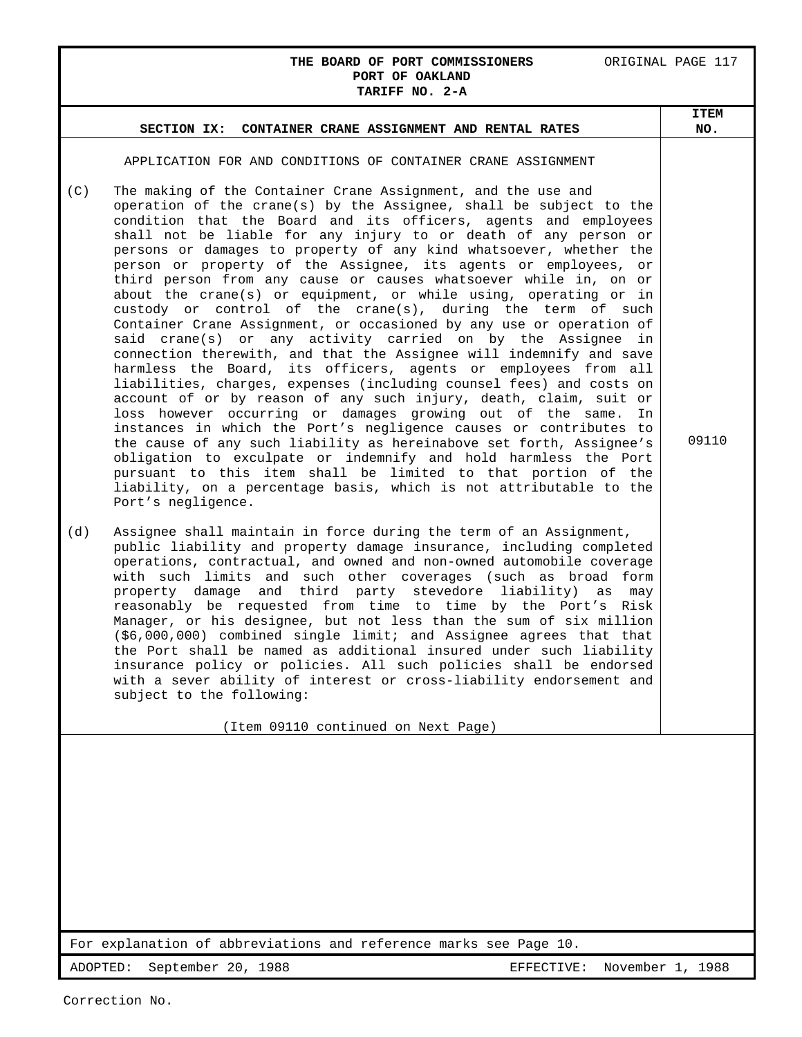**THE BOARD OF PORT COMMISSIONERS**
**PORT OF OAKLAND**
**TARIFF NO. 2-A**

ORIGINAL PAGE 117

## SECTION IX: CONTAINER CRANE ASSIGNMENT AND RENTAL RATES

**ITEM NO.** 09110

APPLICATION FOR AND CONDITIONS OF CONTAINER CRANE ASSIGNMENT

(C) The making of the Container Crane Assignment, and the use and operation of the crane(s) by the Assignee, shall be subject to the condition that the Board and its officers, agents and employees shall not be liable for any injury to or death of any person or persons or damages to property of any kind whatsoever, whether the person or property of the Assignee, its agents or employees, or third person from any cause or causes whatsoever while in, on or about the crane(s) or equipment, or while using, operating or in custody or control of the crane(s), during the term of such Container Crane Assignment, or occasioned by any use or operation of said crane(s) or any activity carried on by the Assignee in connection therewith, and that the Assignee will indemnify and save harmless the Board, its officers, agents or employees from all liabilities, charges, expenses (including counsel fees) and costs on account of or by reason of any such injury, death, claim, suit or loss however occurring or damages growing out of the same. In instances in which the Port's negligence causes or contributes to the cause of any such liability as hereinabove set forth, Assignee's obligation to exculpate or indemnify and hold harmless the Port pursuant to this item shall be limited to that portion of the liability, on a percentage basis, which is not attributable to the Port's negligence.

(d) Assignee shall maintain in force during the term of an Assignment, public liability and property damage insurance, including completed operations, contractual, and owned and non-owned automobile coverage with such limits and such other coverages (such as broad form property damage and third party stevedore liability) as may reasonably be requested from time to time by the Port's Risk Manager, or his designee, but not less than the sum of six million ($6,000,000) combined single limit; and Assignee agrees that that the Port shall be named as additional insured under such liability insurance policy or policies. All such policies shall be endorsed with a sever ability of interest or cross-liability endorsement and subject to the following:

(Item 09110 continued on Next Page)

For explanation of abbreviations and reference marks see Page 10.

ADOPTED: September 20, 1988 EFFECTIVE: November 1, 1988

Correction No.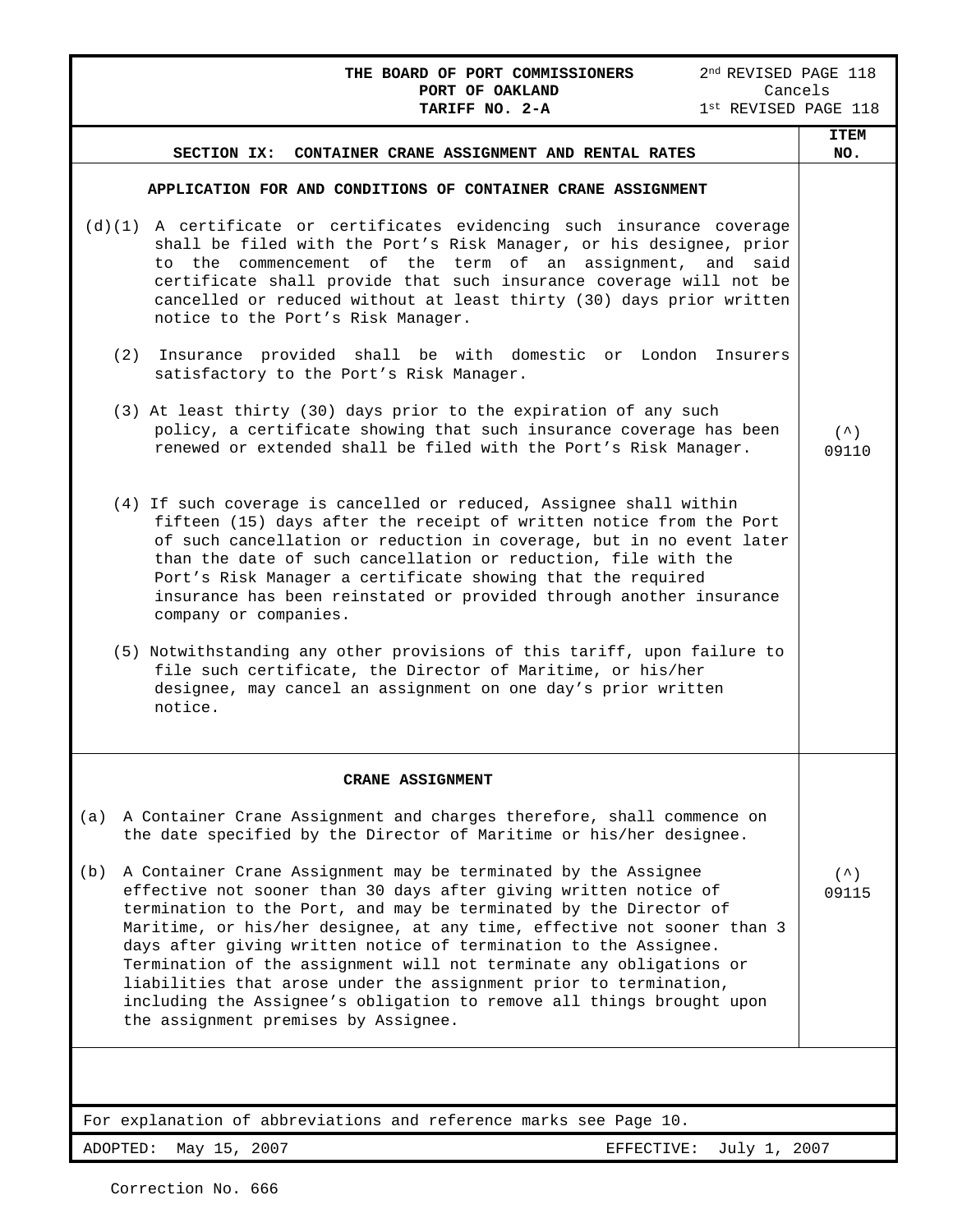**THE BOARD OF PORT COMMISSIONERS**
**PORT OF OAKLAND**
**TARIFF NO. 2-A**

2nd REVISED PAGE 118
Cancels
1st REVISED PAGE 118

## SECTION IX: CONTAINER CRANE ASSIGNMENT AND RENTAL RATES

| | ITEM NO. |
|---|---|
| **APPLICATION FOR AND CONDITIONS OF CONTAINER CRANE ASSIGNMENT**<br><br>(d)(1) A certificate or certificates evidencing such insurance coverage shall be filed with the Port's Risk Manager, or his designee, prior to the commencement of the term of an assignment, and said certificate shall provide that such insurance coverage will not be cancelled or reduced without at least thirty (30) days prior written notice to the Port's Risk Manager.<br><br>(2) Insurance provided shall be with domestic or London Insurers satisfactory to the Port's Risk Manager.<br><br>(3) At least thirty (30) days prior to the expiration of any such policy, a certificate showing that such insurance coverage has been renewed or extended shall be filed with the Port's Risk Manager.<br><br>(4) If such coverage is cancelled or reduced, Assignee shall within fifteen (15) days after the receipt of written notice from the Port of such cancellation or reduction in coverage, but in no event later than the date of such cancellation or reduction, file with the Port's Risk Manager a certificate showing that the required insurance has been reinstated or provided through another insurance company or companies.<br><br>(5) Notwithstanding any other provisions of this tariff, upon failure to file such certificate, the Director of Maritime, or his/her designee, may cancel an assignment on one day's prior written notice. | (^)<br>09110 |
| **CRANE ASSIGNMENT**<br><br>(a) A Container Crane Assignment and charges therefore, shall commence on the date specified by the Director of Maritime or his/her designee.<br><br>(b) A Container Crane Assignment may be terminated by the Assignee effective not sooner than 30 days after giving written notice of termination to the Port, and may be terminated by the Director of Maritime, or his/her designee, at any time, effective not sooner than 3 days after giving written notice of termination to the Assignee. Termination of the assignment will not terminate any obligations or liabilities that arose under the assignment prior to termination, including the Assignee's obligation to remove all things brought upon the assignment premises by Assignee. | (^)<br>09115 |

For explanation of abbreviations and reference marks see Page 10.

ADOPTED: May 15, 2007 EFFECTIVE: July 1, 2007

Correction No. 666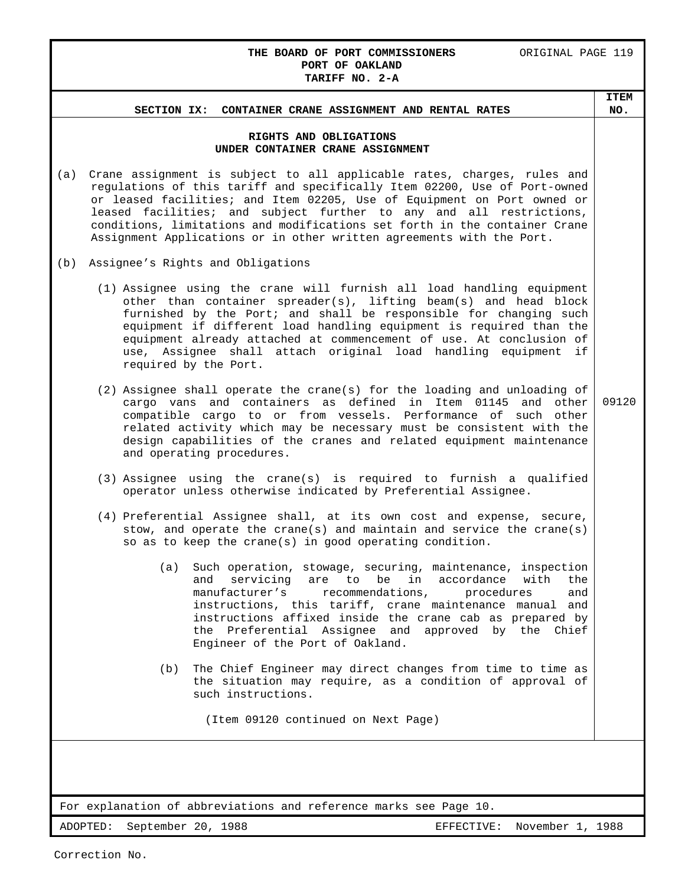**THE BOARD OF PORT COMMISSIONERS**
**PORT OF OAKLAND**
**TARIFF NO. 2-A**

ORIGINAL PAGE 119

## SECTION IX: CONTAINER CRANE ASSIGNMENT AND RENTAL RATES

**ITEM NO.** 09120

### RIGHTS AND OBLIGATIONS UNDER CONTAINER CRANE ASSIGNMENT

(a) Crane assignment is subject to all applicable rates, charges, rules and regulations of this tariff and specifically Item 02200, Use of Port-owned or leased facilities; and Item 02205, Use of Equipment on Port owned or leased facilities; and subject further to any and all restrictions, conditions, limitations and modifications set forth in the container Crane Assignment Applications or in other written agreements with the Port.

(b) Assignee's Rights and Obligations

(1) Assignee using the crane will furnish all load handling equipment other than container spreader(s), lifting beam(s) and head block furnished by the Port; and shall be responsible for changing such equipment if different load handling equipment is required than the equipment already attached at commencement of use. At conclusion of use, Assignee shall attach original load handling equipment if required by the Port.

(2) Assignee shall operate the crane(s) for the loading and unloading of cargo vans and containers as defined in Item 01145 and other compatible cargo to or from vessels. Performance of such other related activity which may be necessary must be consistent with the design capabilities of the cranes and related equipment maintenance and operating procedures.

(3) Assignee using the crane(s) is required to furnish a qualified operator unless otherwise indicated by Preferential Assignee.

(4) Preferential Assignee shall, at its own cost and expense, secure, stow, and operate the crane(s) and maintain and service the crane(s) so as to keep the crane(s) in good operating condition.

(a) Such operation, stowage, securing, maintenance, inspection and servicing are to be in accordance with the manufacturer's recommendations, procedures and instructions, this tariff, crane maintenance manual and instructions affixed inside the crane cab as prepared by the Preferential Assignee and approved by the Chief Engineer of the Port of Oakland.

(b) The Chief Engineer may direct changes from time to time as the situation may require, as a condition of approval of such instructions.

(Item 09120 continued on Next Page)

For explanation of abbreviations and reference marks see Page 10.

ADOPTED: September 20, 1988 EFFECTIVE: November 1, 1988

Correction No.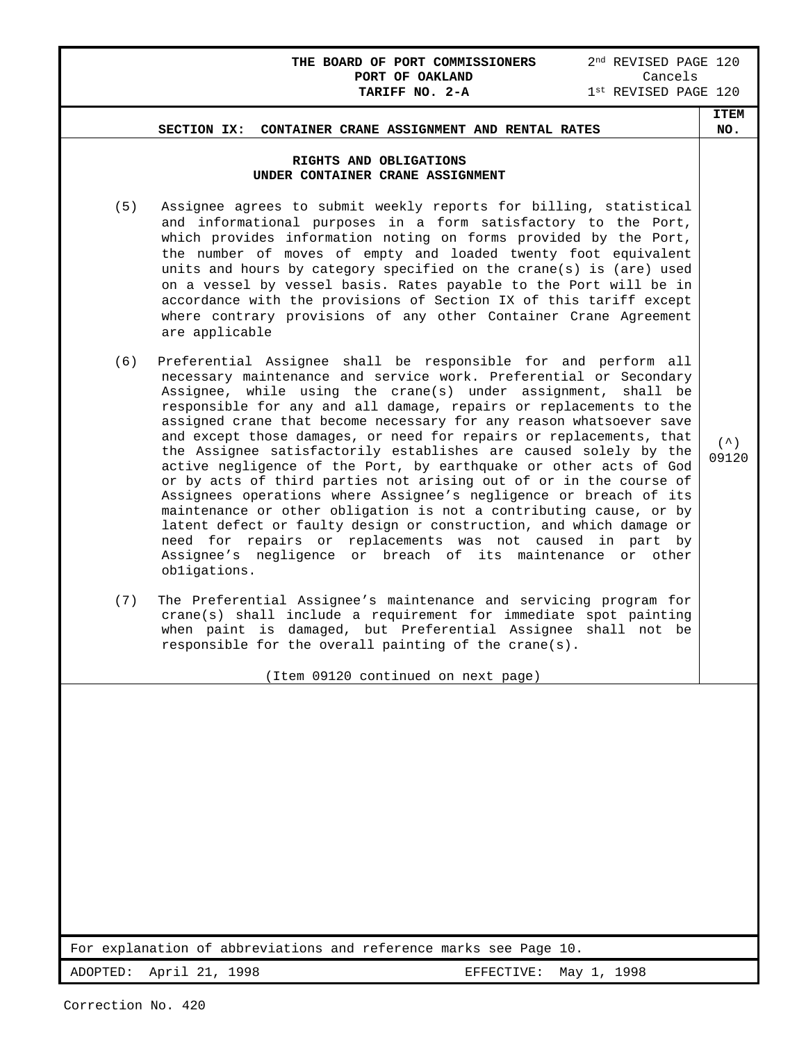**THE BOARD OF PORT COMMISSIONERS**
**PORT OF OAKLAND**
**TARIFF NO. 2-A**

2nd REVISED PAGE 120
Cancels
1st REVISED PAGE 120

**SECTION IX: CONTAINER CRANE ASSIGNMENT AND RENTAL RATES** — **ITEM NO.** (^) 09120

## RIGHTS AND OBLIGATIONS UNDER CONTAINER CRANE ASSIGNMENT

(5) Assignee agrees to submit weekly reports for billing, statistical and informational purposes in a form satisfactory to the Port, which provides information noting on forms provided by the Port, the number of moves of empty and loaded twenty foot equivalent units and hours by category specified on the crane(s) is (are) used on a vessel by vessel basis. Rates payable to the Port will be in accordance with the provisions of Section IX of this tariff except where contrary provisions of any other Container Crane Agreement are applicable

(6) Preferential Assignee shall be responsible for and perform all necessary maintenance and service work. Preferential or Secondary Assignee, while using the crane(s) under assignment, shall be responsible for any and all damage, repairs or replacements to the assigned crane that become necessary for any reason whatsoever save and except those damages, or need for repairs or replacements, that the Assignee satisfactorily establishes are caused solely by the active negligence of the Port, by earthquake or other acts of God or by acts of third parties not arising out of or in the course of Assignees operations where Assignee's negligence or breach of its maintenance or other obligation is not a contributing cause, or by latent defect or faulty design or construction, and which damage or need for repairs or replacements was not caused in part by Assignee's negligence or breach of its maintenance or other obligations.

(7) The Preferential Assignee's maintenance and servicing program for crane(s) shall include a requirement for immediate spot painting when paint is damaged, but Preferential Assignee shall not be responsible for the overall painting of the crane(s).

(Item 09120 continued on next page)

For explanation of abbreviations and reference marks see Page 10.

ADOPTED: April 21, 1998 EFFECTIVE: May 1, 1998

Correction No. 420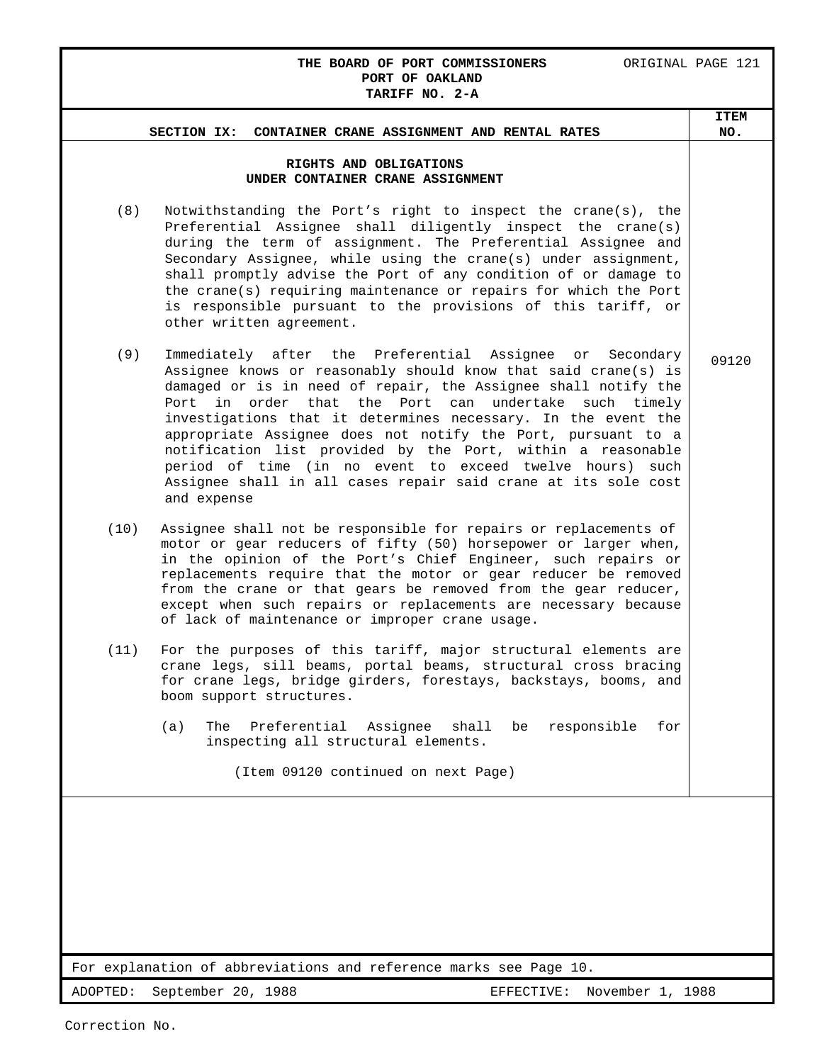**THE BOARD OF PORT COMMISSIONERS**
**PORT OF OAKLAND**
**TARIFF NO. 2-A**

ORIGINAL PAGE 121

## SECTION IX: CONTAINER CRANE ASSIGNMENT AND RENTAL RATES

**ITEM NO.** 09120

### RIGHTS AND OBLIGATIONS UNDER CONTAINER CRANE ASSIGNMENT

(8) Notwithstanding the Port's right to inspect the crane(s), the Preferential Assignee shall diligently inspect the crane(s) during the term of assignment. The Preferential Assignee and Secondary Assignee, while using the crane(s) under assignment, shall promptly advise the Port of any condition of or damage to the crane(s) requiring maintenance or repairs for which the Port is responsible pursuant to the provisions of this tariff, or other written agreement.

(9) Immediately after the Preferential Assignee or Secondary Assignee knows or reasonably should know that said crane(s) is damaged or is in need of repair, the Assignee shall notify the Port in order that the Port can undertake such timely investigations that it determines necessary. In the event the appropriate Assignee does not notify the Port, pursuant to a notification list provided by the Port, within a reasonable period of time (in no event to exceed twelve hours) such Assignee shall in all cases repair said crane at its sole cost and expense

(10) Assignee shall not be responsible for repairs or replacements of motor or gear reducers of fifty (50) horsepower or larger when, in the opinion of the Port's Chief Engineer, such repairs or replacements require that the motor or gear reducer be removed from the crane or that gears be removed from the gear reducer, except when such repairs or replacements are necessary because of lack of maintenance or improper crane usage.

(11) For the purposes of this tariff, major structural elements are crane legs, sill beams, portal beams, structural cross bracing for crane legs, bridge girders, forestays, backstays, booms, and boom support structures.

(a) The Preferential Assignee shall be responsible for inspecting all structural elements.

(Item 09120 continued on next Page)

For explanation of abbreviations and reference marks see Page 10.

ADOPTED: September 20, 1988 EFFECTIVE: November 1, 1988

Correction No.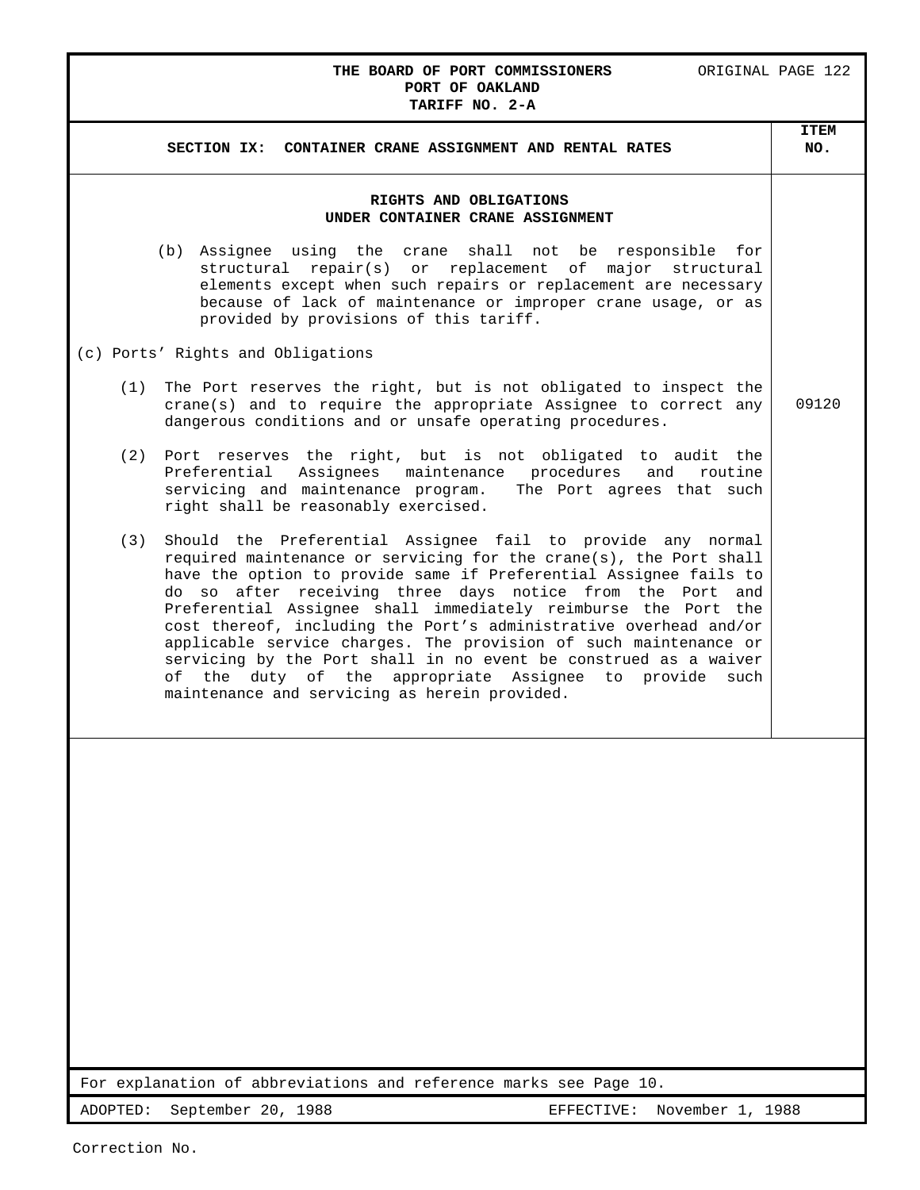**THE BOARD OF PORT COMMISSIONERS**
**PORT OF OAKLAND**
**TARIFF NO. 2-A**

ORIGINAL PAGE 122

## SECTION IX: CONTAINER CRANE ASSIGNMENT AND RENTAL RATES

ITEM NO. 09120

### RIGHTS AND OBLIGATIONS UNDER CONTAINER CRANE ASSIGNMENT

(b) Assignee using the crane shall not be responsible for structural repair(s) or replacement of major structural elements except when such repairs or replacement are necessary because of lack of maintenance or improper crane usage, or as provided by provisions of this tariff.

(c) Ports' Rights and Obligations

(1) The Port reserves the right, but is not obligated to inspect the crane(s) and to require the appropriate Assignee to correct any dangerous conditions and or unsafe operating procedures.

(2) Port reserves the right, but is not obligated to audit the Preferential Assignees maintenance procedures and routine servicing and maintenance program. The Port agrees that such right shall be reasonably exercised.

(3) Should the Preferential Assignee fail to provide any normal required maintenance or servicing for the crane(s), the Port shall have the option to provide same if Preferential Assignee fails to do so after receiving three days notice from the Port and Preferential Assignee shall immediately reimburse the Port the cost thereof, including the Port's administrative overhead and/or applicable service charges. The provision of such maintenance or servicing by the Port shall in no event be construed as a waiver of the duty of the appropriate Assignee to provide such maintenance and servicing as herein provided.

For explanation of abbreviations and reference marks see Page 10.

ADOPTED: September 20, 1988 EFFECTIVE: November 1, 1988

Correction No.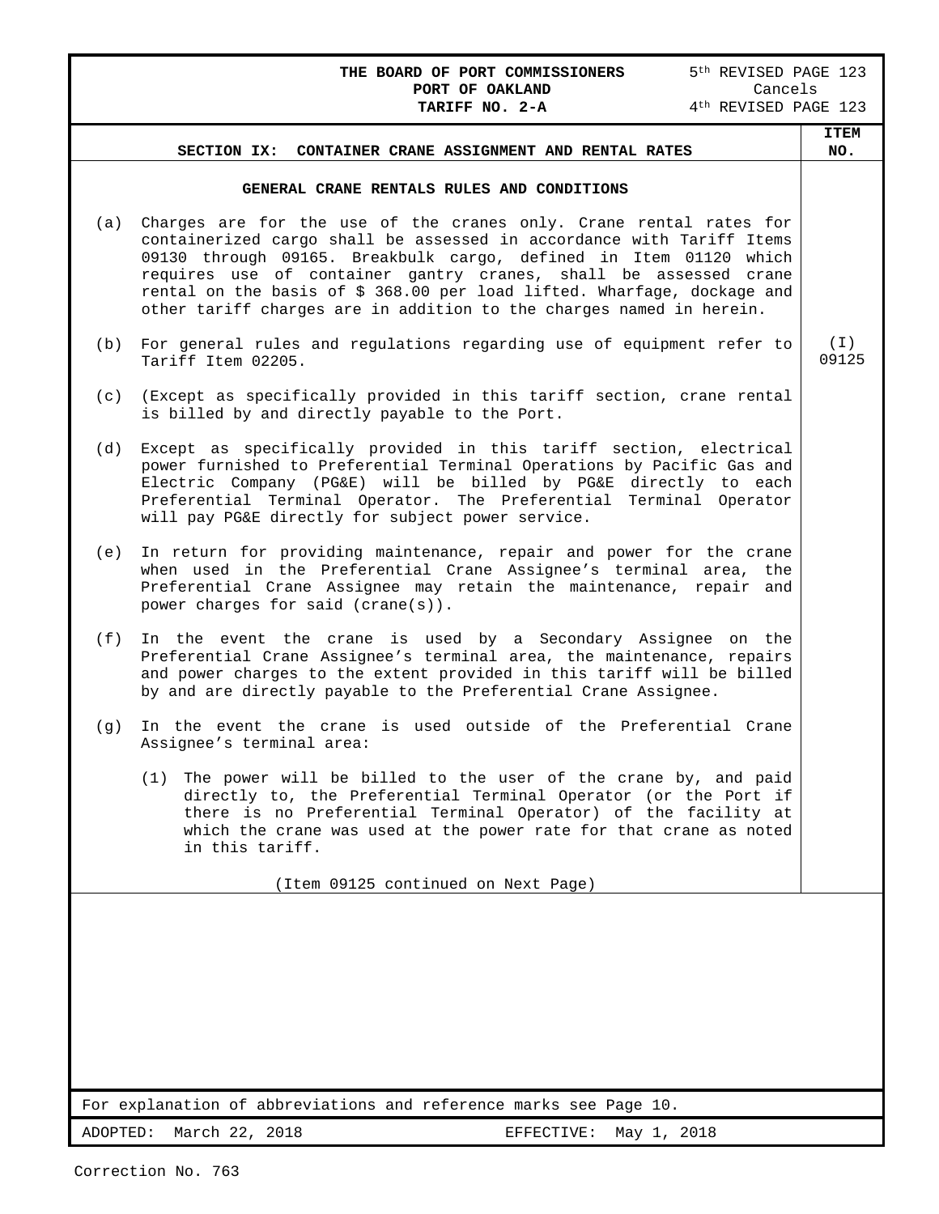THE BOARD OF PORT COMMISSIONERS
PORT OF OAKLAND
TARIFF NO. 2-A

5th REVISED PAGE 123
Cancels
4th REVISED PAGE 123

## SECTION IX: CONTAINER CRANE ASSIGNMENT AND RENTAL RATES

ITEM NO. (I) 09125

### GENERAL CRANE RENTALS RULES AND CONDITIONS

(a) Charges are for the use of the cranes only. Crane rental rates for containerized cargo shall be assessed in accordance with Tariff Items 09130 through 09165. Breakbulk cargo, defined in Item 01120 which requires use of container gantry cranes, shall be assessed crane rental on the basis of $ 368.00 per load lifted. Wharfage, dockage and other tariff charges are in addition to the charges named in herein.

(b) For general rules and regulations regarding use of equipment refer to Tariff Item 02205.

(c) (Except as specifically provided in this tariff section, crane rental is billed by and directly payable to the Port.

(d) Except as specifically provided in this tariff section, electrical power furnished to Preferential Terminal Operations by Pacific Gas and Electric Company (PG&E) will be billed by PG&E directly to each Preferential Terminal Operator. The Preferential Terminal Operator will pay PG&E directly for subject power service.

(e) In return for providing maintenance, repair and power for the crane when used in the Preferential Crane Assignee's terminal area, the Preferential Crane Assignee may retain the maintenance, repair and power charges for said (crane(s)).

(f) In the event the crane is used by a Secondary Assignee on the Preferential Crane Assignee's terminal area, the maintenance, repairs and power charges to the extent provided in this tariff will be billed by and are directly payable to the Preferential Crane Assignee.

(g) In the event the crane is used outside of the Preferential Crane Assignee's terminal area:

(1) The power will be billed to the user of the crane by, and paid directly to, the Preferential Terminal Operator (or the Port if there is no Preferential Terminal Operator) of the facility at which the crane was used at the power rate for that crane as noted in this tariff.

(Item 09125 continued on Next Page)

For explanation of abbreviations and reference marks see Page 10.

ADOPTED: March 22, 2018 EFFECTIVE: May 1, 2018

Correction No. 763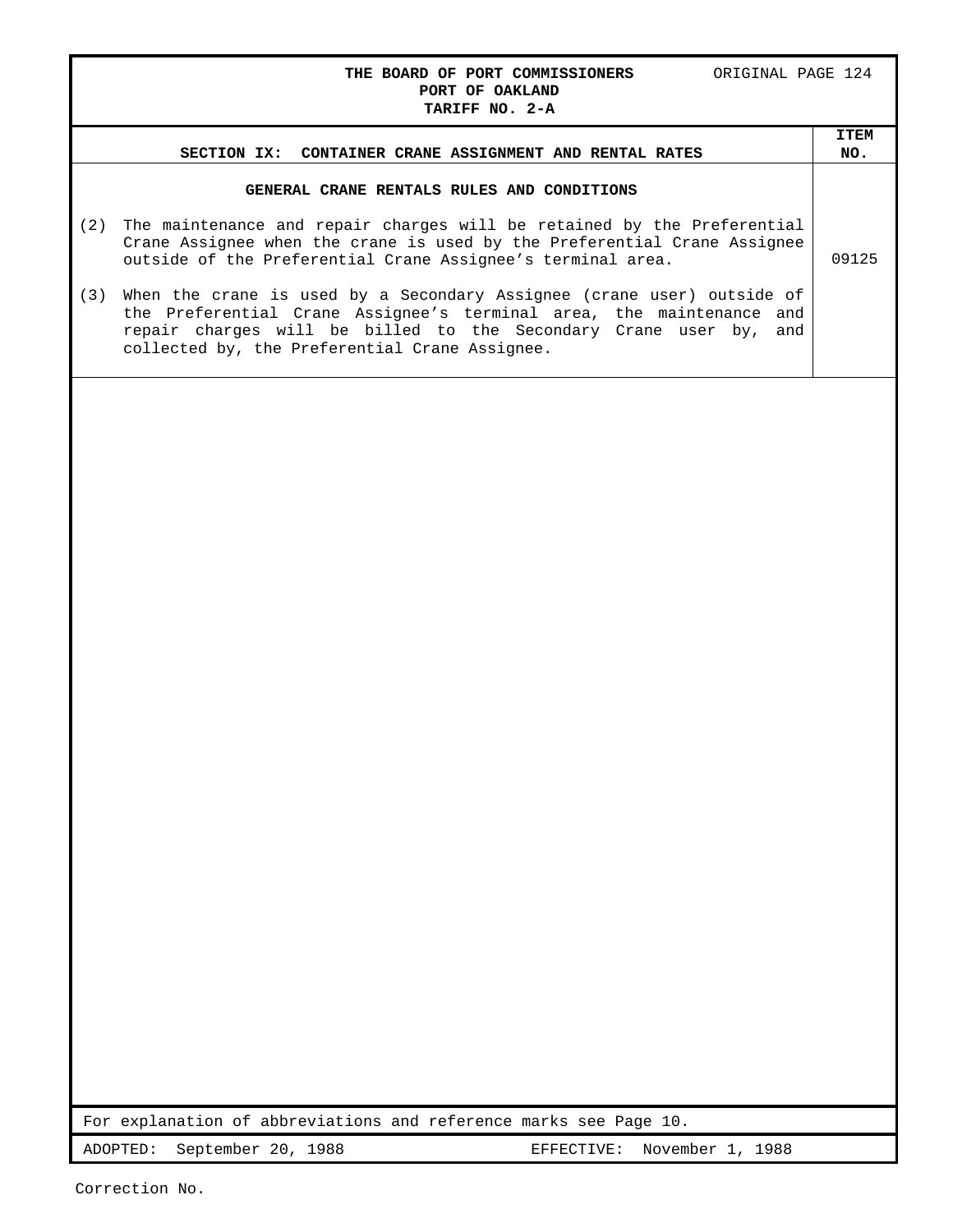## SECTION IX: CONTAINER CRANE ASSIGNMENT AND RENTAL RATES

| | ITEM NO. |
|---|---|
| **GENERAL CRANE RENTALS RULES AND CONDITIONS**<br><br>(2) The maintenance and repair charges will be retained by the Preferential Crane Assignee when the crane is used by the Preferential Crane Assignee outside of the Preferential Crane Assignee's terminal area.<br><br>(3) When the crane is used by a Secondary Assignee (crane user) outside of the Preferential Crane Assignee's terminal area, the maintenance and repair charges will be billed to the Secondary Crane user by, and collected by, the Preferential Crane Assignee. | 09125 |

For explanation of abbreviations and reference marks see Page 10.

ADOPTED: September 20, 1988 EFFECTIVE: November 1, 1988

Correction No.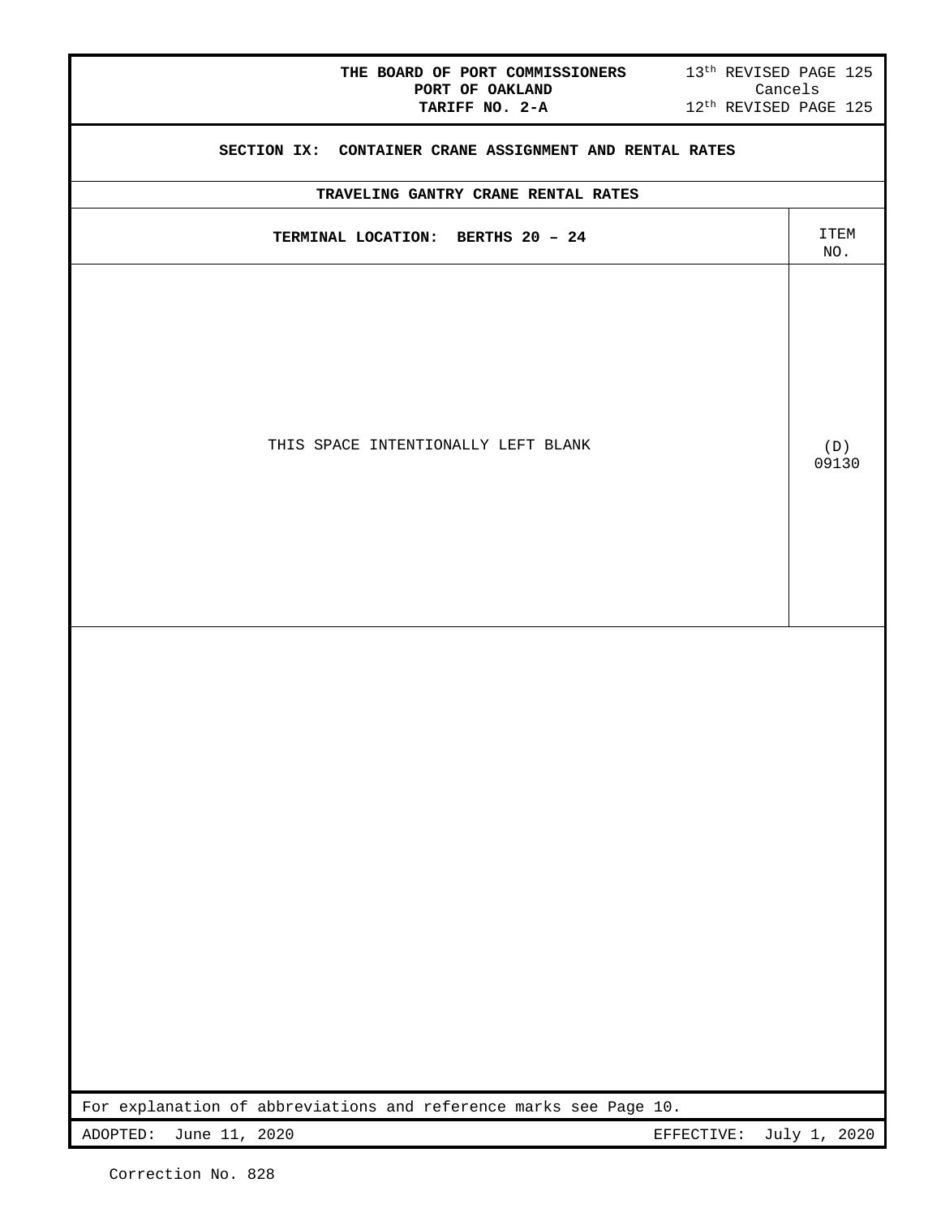**THE BOARD OF PORT COMMISSIONERS**
**PORT OF OAKLAND**
**TARIFF NO. 2-A**

13th REVISED PAGE 125
Cancels
12th REVISED PAGE 125

## SECTION IX: CONTAINER CRANE ASSIGNMENT AND RENTAL RATES

### TRAVELING GANTRY CRANE RENTAL RATES

| TERMINAL LOCATION: BERTHS 20 – 24 | ITEM NO. |
|---|---|
| THIS SPACE INTENTIONALLY LEFT BLANK | (D) 09130 |

For explanation of abbreviations and reference marks see Page 10.

ADOPTED: June 11, 2020

EFFECTIVE: July 1, 2020

Correction No. 828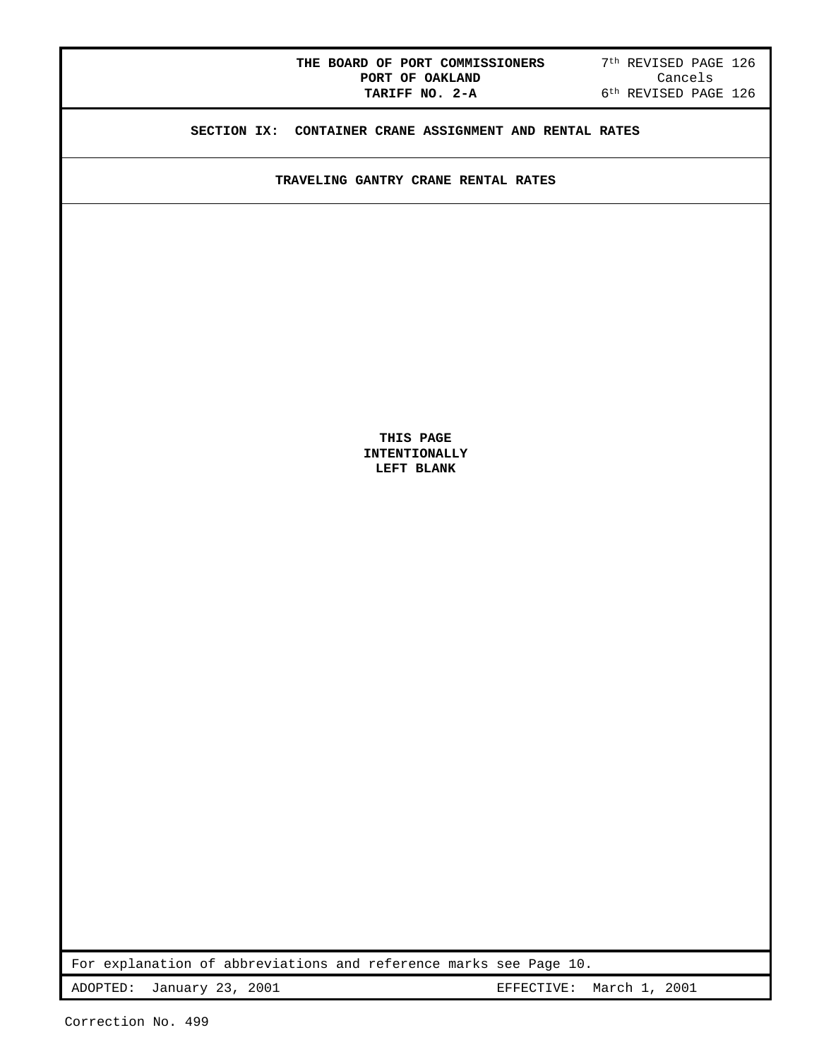THE BOARD OF PORT COMMISSIONERS
PORT OF OAKLAND
TARIFF NO. 2-A

7th REVISED PAGE 126
Cancels
6th REVISED PAGE 126

## SECTION IX: CONTAINER CRANE ASSIGNMENT AND RENTAL RATES

### TRAVELING GANTRY CRANE RENTAL RATES

**THIS PAGE INTENTIONALLY LEFT BLANK**

For explanation of abbreviations and reference marks see Page 10.

ADOPTED: January 23, 2001 EFFECTIVE: March 1, 2001

Correction No. 499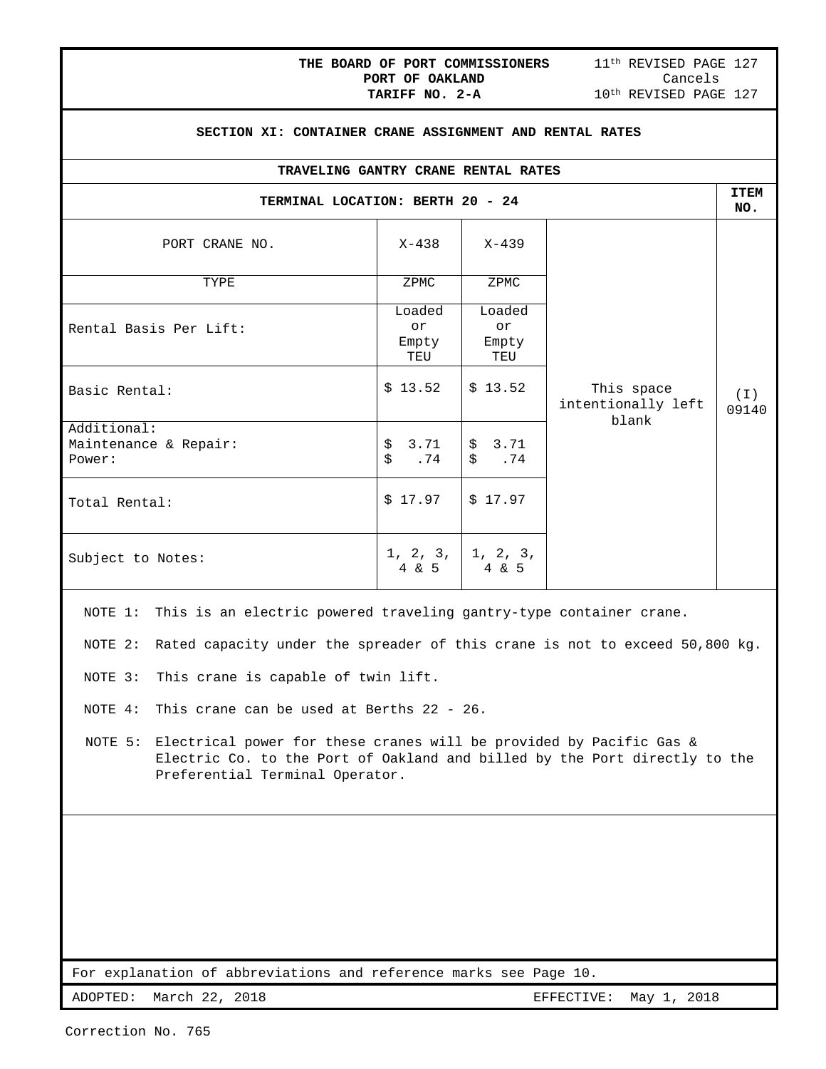**THE BOARD OF PORT COMMISSIONERS**
**PORT OF OAKLAND**
**TARIFF NO. 2-A**

11th REVISED PAGE 127
Cancels
10th REVISED PAGE 127

## SECTION XI: CONTAINER CRANE ASSIGNMENT AND RENTAL RATES

### TRAVELING GANTRY CRANE RENTAL RATES

| TERMINAL LOCATION: BERTH 20 - 24 | | | | ITEM NO. |
|---|---|---|---|---|
| PORT CRANE NO. | X-438 | X-439 | This space intentionally left blank | (I) 09140 |
| TYPE | ZPMC | ZPMC | | |
| Rental Basis Per Lift: | Loaded or Empty TEU | Loaded or Empty TEU | | |
| Basic Rental: | $ 13.52 | $ 13.52 | | |
| Additional:<br>Maintenance & Repair:<br>Power: | <br>$ 3.71<br>$ .74 | <br>$ 3.71<br>$ .74 | | |
| Total Rental: | $ 17.97 | $ 17.97 | | |
| Subject to Notes: | 1, 2, 3, 4 & 5 | 1, 2, 3, 4 & 5 | | |

NOTE 1: This is an electric powered traveling gantry-type container crane.

NOTE 2: Rated capacity under the spreader of this crane is not to exceed 50,800 kg.

NOTE 3: This crane is capable of twin lift.

NOTE 4: This crane can be used at Berths 22 - 26.

NOTE 5: Electrical power for these cranes will be provided by Pacific Gas & Electric Co. to the Port of Oakland and billed by the Port directly to the Preferential Terminal Operator.

For explanation of abbreviations and reference marks see Page 10.

ADOPTED: March 22, 2018 EFFECTIVE: May 1, 2018

Correction No. 765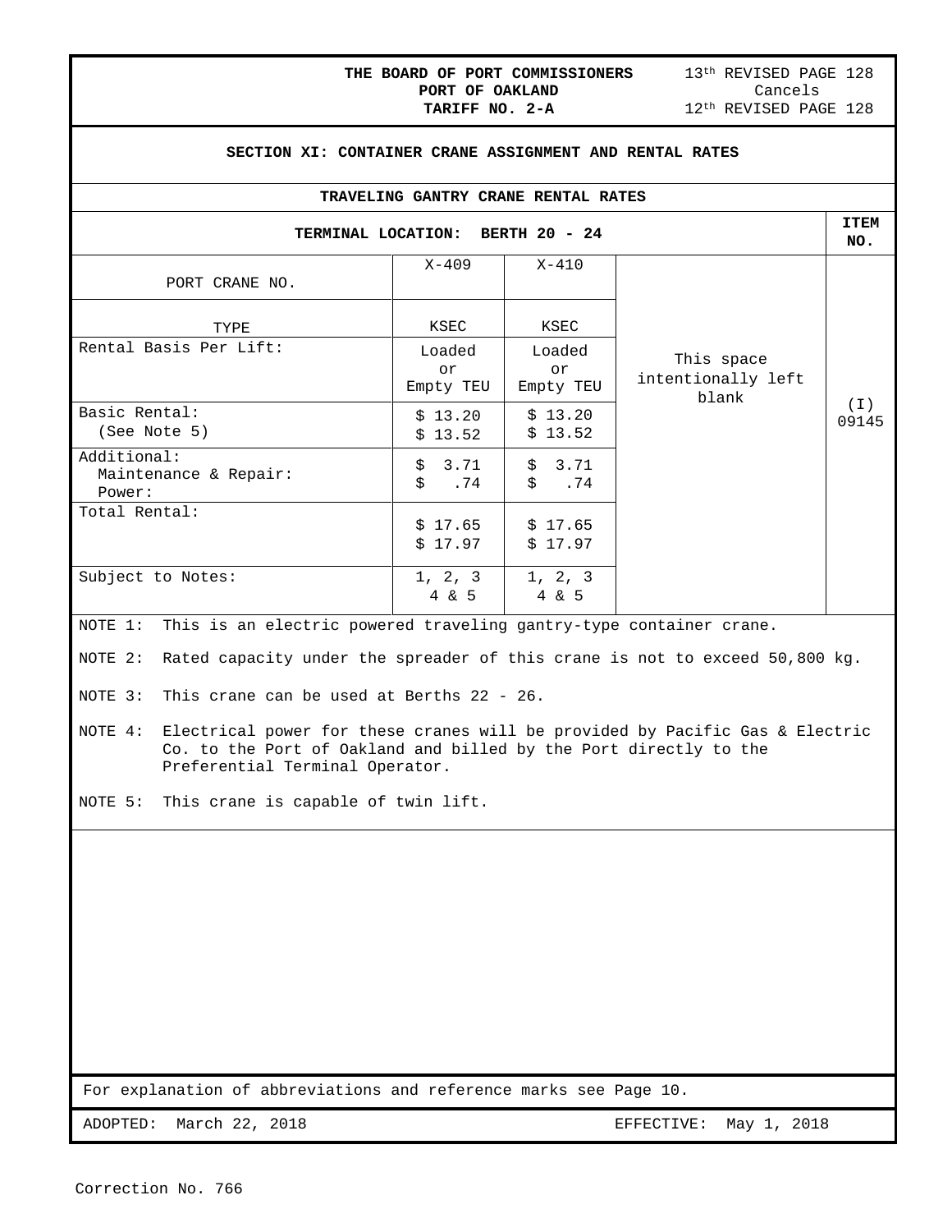THE BOARD OF PORT COMMISSIONERS
PORT OF OAKLAND
TARIFF NO. 2-A

13th REVISED PAGE 128
Cancels
12th REVISED PAGE 128

## SECTION XI: CONTAINER CRANE ASSIGNMENT AND RENTAL RATES

### TRAVELING GANTRY CRANE RENTAL RATES

| TERMINAL LOCATION: BERTH 20 - 24 | | | | ITEM NO. |
|---|---|---|---|---|
| PORT CRANE NO. | X-409 | X-410 | This space intentionally left blank | (I) 09145 |
| TYPE | KSEC | KSEC | | |
| Rental Basis Per Lift: | Loaded or Empty TEU | Loaded or Empty TEU | | |
| Basic Rental: (See Note 5) | $ 13.20<br>$ 13.52 | $ 13.20<br>$ 13.52 | | |
| Additional: Maintenance & Repair: Power: | $ 3.71<br>$ .74 | $ 3.71<br>$ .74 | | |
| Total Rental: | $ 17.65<br>$ 17.97 | $ 17.65<br>$ 17.97 | | |
| Subject to Notes: | 1, 2, 3 4 & 5 | 1, 2, 3 4 & 5 | | |

NOTE 1: This is an electric powered traveling gantry-type container crane.

NOTE 2: Rated capacity under the spreader of this crane is not to exceed 50,800 kg.

NOTE 3: This crane can be used at Berths 22 - 26.

NOTE 4: Electrical power for these cranes will be provided by Pacific Gas & Electric Co. to the Port of Oakland and billed by the Port directly to the Preferential Terminal Operator.

NOTE 5: This crane is capable of twin lift.

For explanation of abbreviations and reference marks see Page 10.

ADOPTED: March 22, 2018

EFFECTIVE: May 1, 2018

Correction No. 766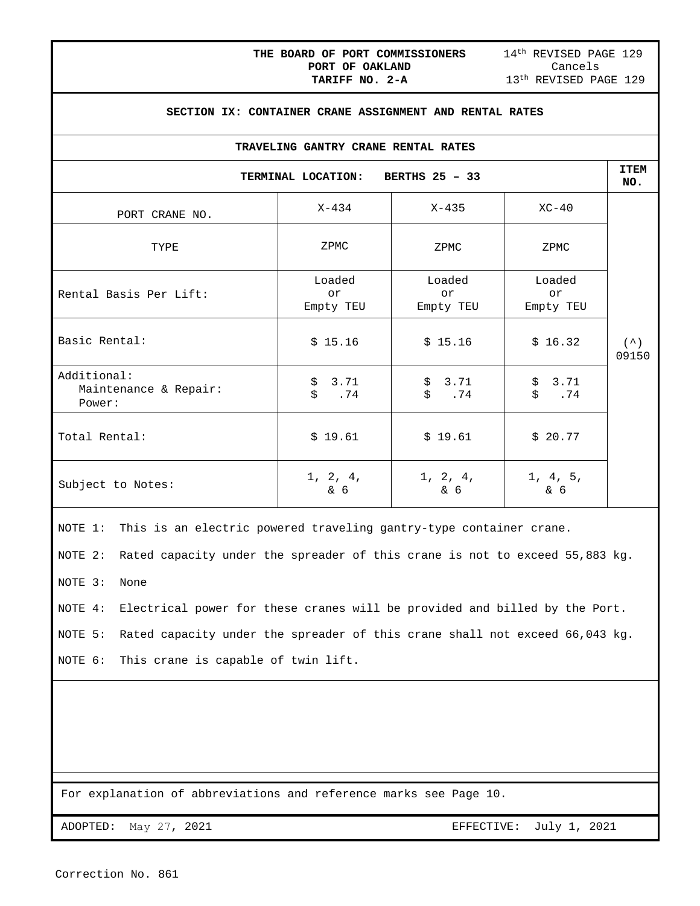**THE BOARD OF PORT COMMISSIONERS**
**PORT OF OAKLAND**
**TARIFF NO. 2-A**

14th REVISED PAGE 129
Cancels
13th REVISED PAGE 129

## SECTION IX: CONTAINER CRANE ASSIGNMENT AND RENTAL RATES

### TRAVELING GANTRY CRANE RENTAL RATES

**TERMINAL LOCATION: BERTHS 25 – 33**

| PORT CRANE NO. | X-434 | X-435 | XC-40 | ITEM NO. |
|---|---|---|---|---|
| TYPE | ZPMC | ZPMC | ZPMC | (^) 09150 |
| Rental Basis Per Lift: | Loaded or Empty TEU | Loaded or Empty TEU | Loaded or Empty TEU | |
| Basic Rental: | $ 15.16 | $ 15.16 | $ 16.32 | |
| Additional: Maintenance & Repair: Power: | $ 3.71 $ .74 | $ 3.71 $ .74 | $ 3.71 $ .74 | |
| Total Rental: | $ 19.61 | $ 19.61 | $ 20.77 | |
| Subject to Notes: | 1, 2, 4, & 6 | 1, 2, 4, & 6 | 1, 4, 5, & 6 | |

NOTE 1: This is an electric powered traveling gantry-type container crane.

NOTE 2: Rated capacity under the spreader of this crane is not to exceed 55,883 kg.

NOTE 3: None

NOTE 4: Electrical power for these cranes will be provided and billed by the Port.

NOTE 5: Rated capacity under the spreader of this crane shall not exceed 66,043 kg.

NOTE 6: This crane is capable of twin lift.

For explanation of abbreviations and reference marks see Page 10.

ADOPTED: May 27, 2021 EFFECTIVE: July 1, 2021

Correction No. 861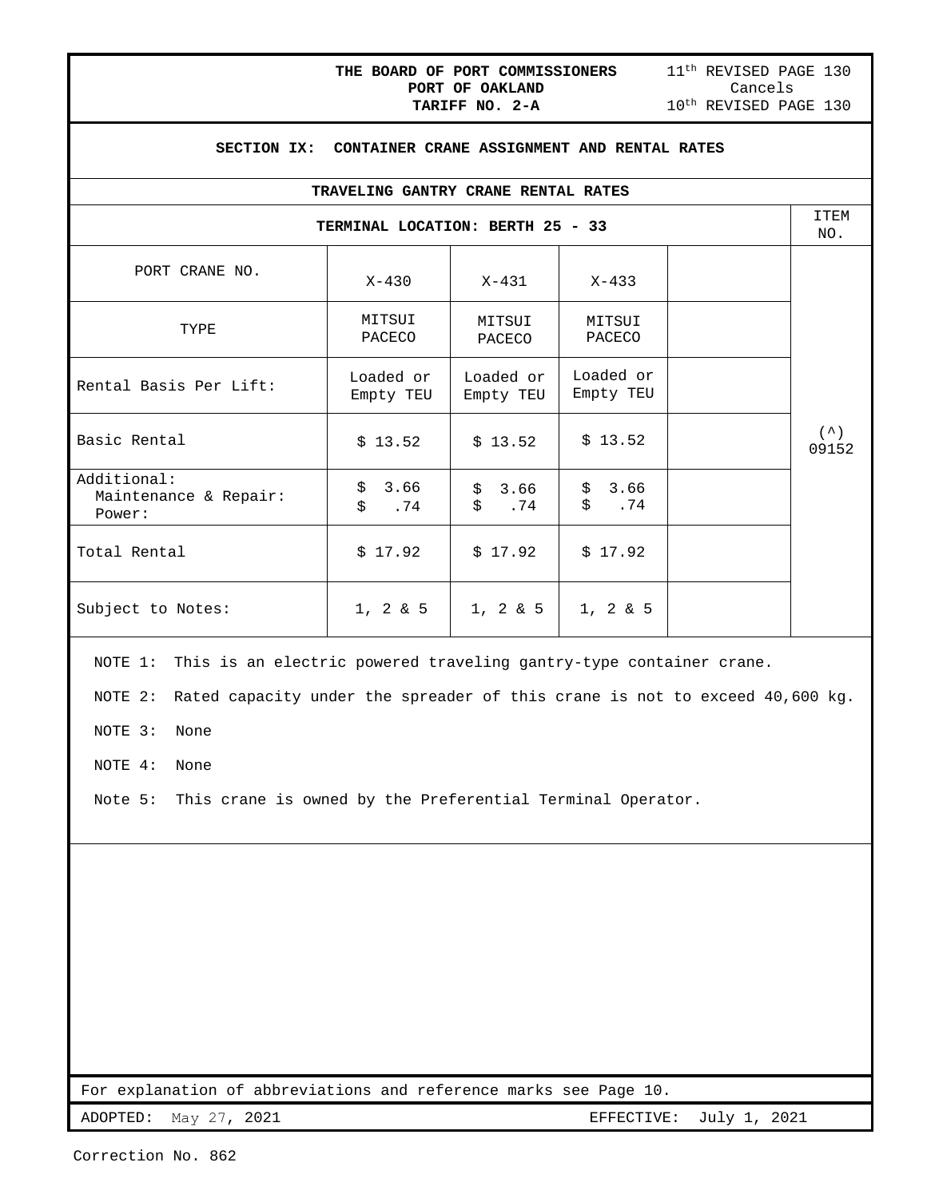**THE BOARD OF PORT COMMISSIONERS**
**PORT OF OAKLAND**
**TARIFF NO. 2-A**

11th REVISED PAGE 130
Cancels
10th REVISED PAGE 130

## SECTION IX: CONTAINER CRANE ASSIGNMENT AND RENTAL RATES

### TRAVELING GANTRY CRANE RENTAL RATES

| TERMINAL LOCATION: BERTH 25 - 33 | | | | | ITEM NO. |
|---|---|---|---|---|---|
| PORT CRANE NO. | X-430 | X-431 | X-433 | | (^) 09152 |
| TYPE | MITSUI PACECO | MITSUI PACECO | MITSUI PACECO | | |
| Rental Basis Per Lift: | Loaded or Empty TEU | Loaded or Empty TEU | Loaded or Empty TEU | | |
| Basic Rental | $ 13.52 | $ 13.52 | $ 13.52 | | |
| Additional: Maintenance & Repair: Power: | $ 3.66 $ .74 | $ 3.66 $ .74 | $ 3.66 $ .74 | | |
| Total Rental | $ 17.92 | $ 17.92 | $ 17.92 | | |
| Subject to Notes: | 1, 2 & 5 | 1, 2 & 5 | 1, 2 & 5 | | |

NOTE 1: This is an electric powered traveling gantry-type container crane.

NOTE 2: Rated capacity under the spreader of this crane is not to exceed 40,600 kg.

NOTE 3: None

NOTE 4: None

Note 5: This crane is owned by the Preferential Terminal Operator.

For explanation of abbreviations and reference marks see Page 10.

ADOPTED: May 27, 2021 EFFECTIVE: July 1, 2021

Correction No. 862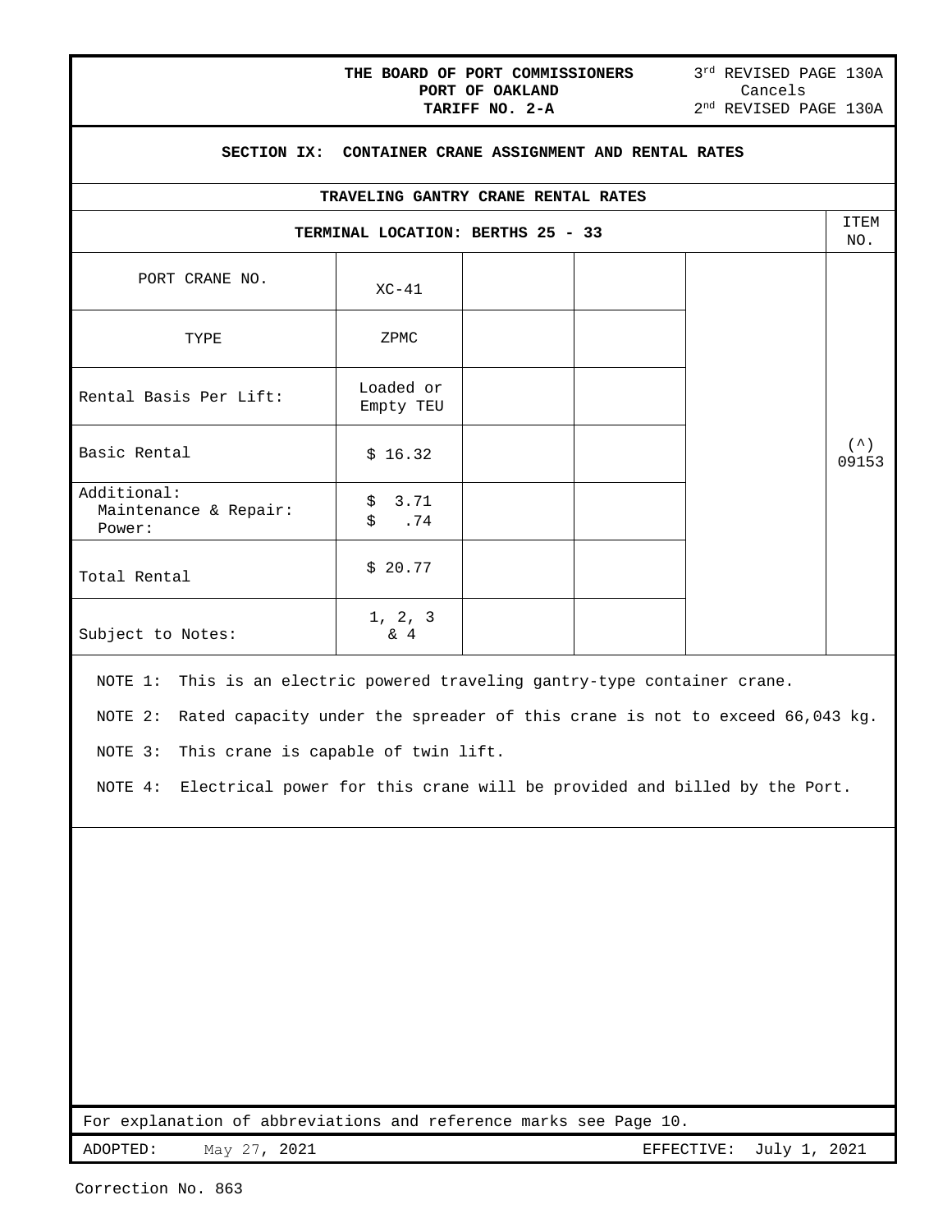THE BOARD OF PORT COMMISSIONERS
PORT OF OAKLAND
TARIFF NO. 2-A

3rd REVISED PAGE 130A
Cancels
2nd REVISED PAGE 130A

## SECTION IX: CONTAINER CRANE ASSIGNMENT AND RENTAL RATES

### TRAVELING GANTRY CRANE RENTAL RATES

**TERMINAL LOCATION: BERTHS 25 - 33**

| PORT CRANE NO. | XC-41 | | | | ITEM NO. |
|---|---|---|---|---|---|
| TYPE | ZPMC | | | | |
| Rental Basis Per Lift: | Loaded or Empty TEU | | | | |
| Basic Rental | $ 16.32 | | | | (^) 09153 |
| Additional: Maintenance & Repair: Power: | $ 3.71 $ .74 | | | | |
| Total Rental | $ 20.77 | | | | |
| Subject to Notes: | 1, 2, 3 & 4 | | | | |

NOTE 1: This is an electric powered traveling gantry-type container crane.

NOTE 2: Rated capacity under the spreader of this crane is not to exceed 66,043 kg.

NOTE 3: This crane is capable of twin lift.

NOTE 4: Electrical power for this crane will be provided and billed by the Port.

For explanation of abbreviations and reference marks see Page 10.

ADOPTED: May 27, 2021 EFFECTIVE: July 1, 2021

Correction No. 863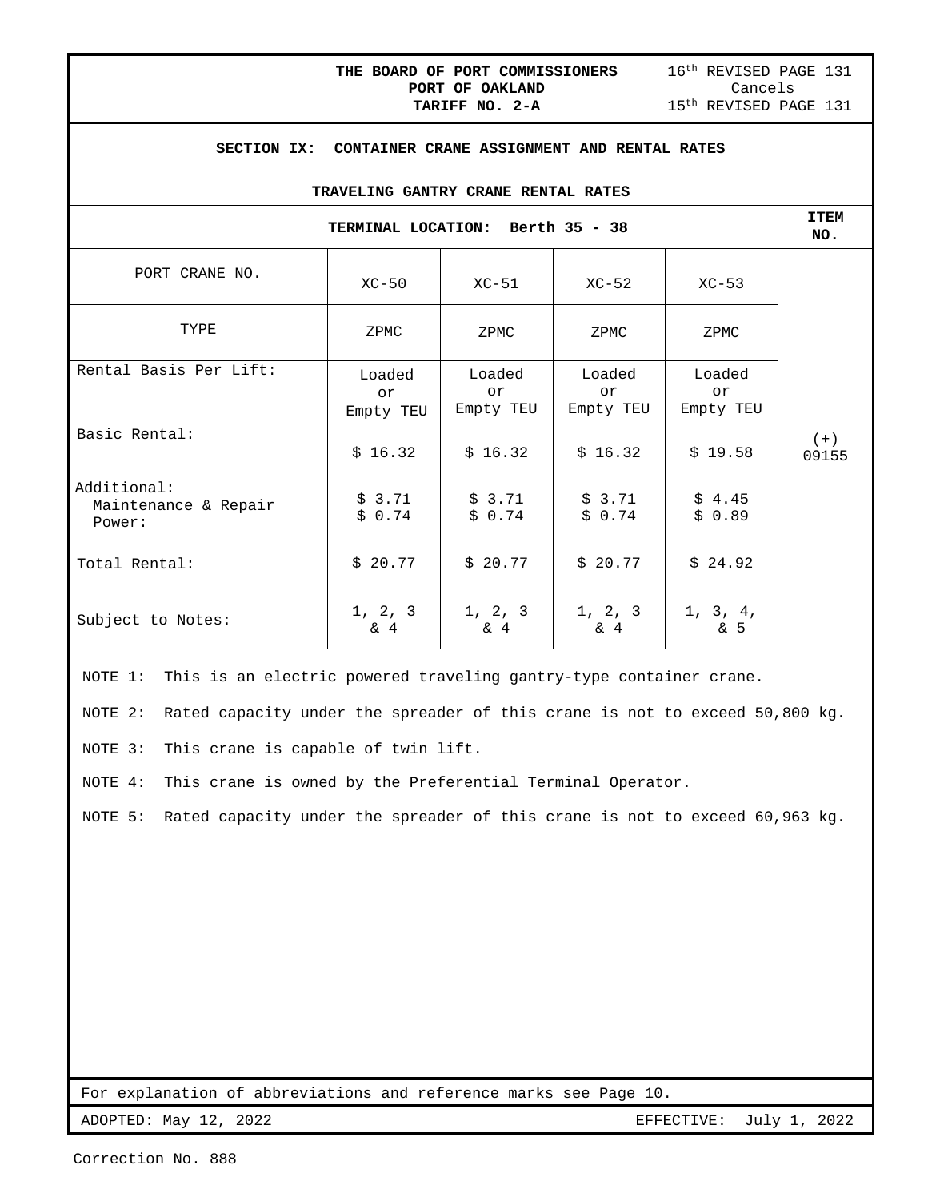**THE BOARD OF PORT COMMISSIONERS**
**PORT OF OAKLAND**
**TARIFF NO. 2-A**

16th REVISED PAGE 131
Cancels
15th REVISED PAGE 131

## SECTION IX: CONTAINER CRANE ASSIGNMENT AND RENTAL RATES

### TRAVELING GANTRY CRANE RENTAL RATES

| TERMINAL LOCATION: Berth 35 - 38 | | | | | ITEM NO. |
|---|---|---|---|---|---|
| PORT CRANE NO. | XC-50 | XC-51 | XC-52 | XC-53 | |
| TYPE | ZPMC | ZPMC | ZPMC | ZPMC | |
| Rental Basis Per Lift: | Loaded or Empty TEU | Loaded or Empty TEU | Loaded or Empty TEU | Loaded or Empty TEU | |
| Basic Rental: | $ 16.32 | $ 16.32 | $ 16.32 | $ 19.58 | (+) 09155 |
| Additional: Maintenance & Repair / Power: | $ 3.71 / $ 0.74 | $ 3.71 / $ 0.74 | $ 3.71 / $ 0.74 | $ 4.45 / $ 0.89 | |
| Total Rental: | $ 20.77 | $ 20.77 | $ 20.77 | $ 24.92 | |
| Subject to Notes: | 1, 2, 3 & 4 | 1, 2, 3 & 4 | 1, 2, 3 & 4 | 1, 3, 4, & 5 | |

NOTE 1: This is an electric powered traveling gantry-type container crane.

NOTE 2: Rated capacity under the spreader of this crane is not to exceed 50,800 kg.

NOTE 3: This crane is capable of twin lift.

NOTE 4: This crane is owned by the Preferential Terminal Operator.

NOTE 5: Rated capacity under the spreader of this crane is not to exceed 60,963 kg.

For explanation of abbreviations and reference marks see Page 10.

ADOPTED: May 12, 2022 EFFECTIVE: July 1, 2022

Correction No. 888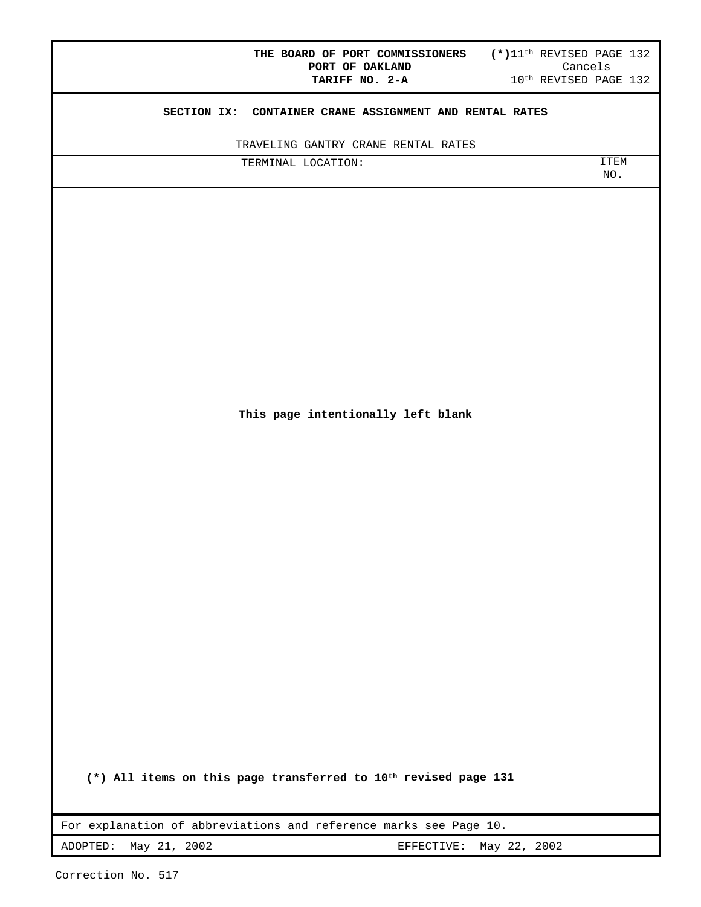THE BOARD OF PORT COMMISSIONERS
PORT OF OAKLAND
TARIFF NO. 2-A

(*)11th REVISED PAGE 132
Cancels
10th REVISED PAGE 132

## SECTION IX: CONTAINER CRANE ASSIGNMENT AND RENTAL RATES

TRAVELING GANTRY CRANE RENTAL RATES

| TERMINAL LOCATION: | ITEM NO. |
|---|---|

**This page intentionally left blank**

**(*) All items on this page transferred to 10th revised page 131**

For explanation of abbreviations and reference marks see Page 10.

ADOPTED: May 21, 2002 EFFECTIVE: May 22, 2002

Correction No. 517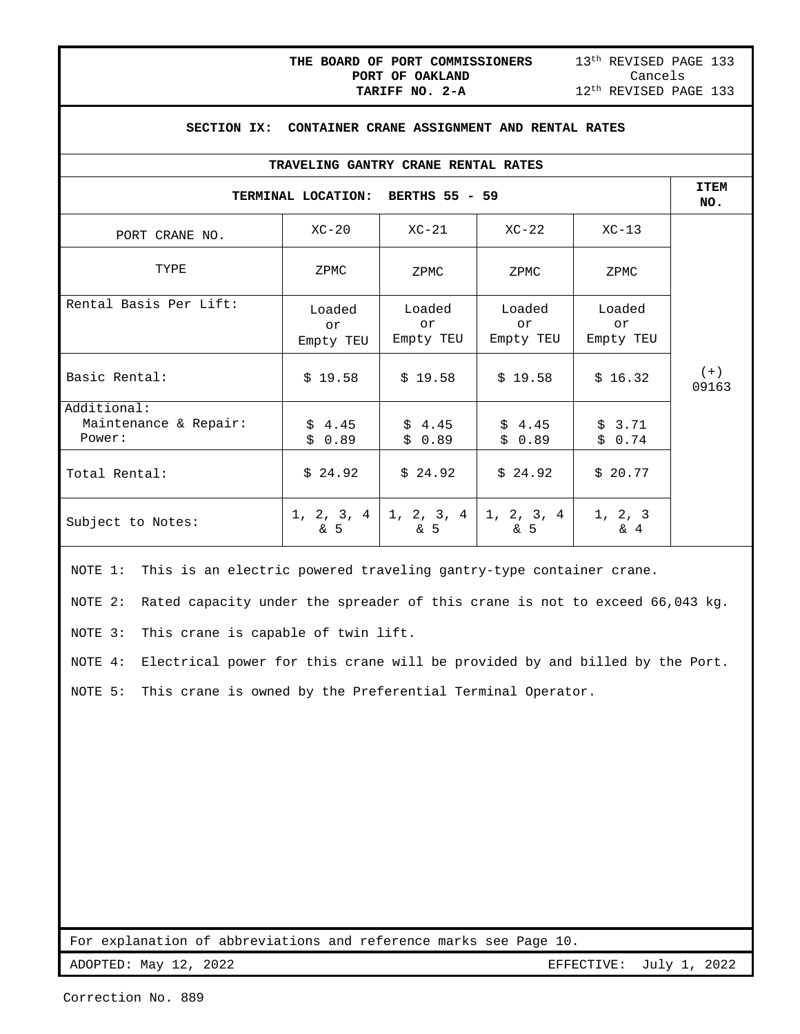**THE BOARD OF PORT COMMISSIONERS**
**PORT OF OAKLAND**
**TARIFF NO. 2-A**

13th REVISED PAGE 133
Cancels
12th REVISED PAGE 133

## SECTION IX: CONTAINER CRANE ASSIGNMENT AND RENTAL RATES

### TRAVELING GANTRY CRANE RENTAL RATES

| TERMINAL LOCATION: BERTHS 55 - 59 | | | | | ITEM NO. |
|---|---|---|---|---|---|
| PORT CRANE NO. | XC-20 | XC-21 | XC-22 | XC-13 | |
| TYPE | ZPMC | ZPMC | ZPMC | ZPMC | |
| Rental Basis Per Lift: | Loaded or Empty TEU | Loaded or Empty TEU | Loaded or Empty TEU | Loaded or Empty TEU | |
| Basic Rental: | $ 19.58 | $ 19.58 | $ 19.58 | $ 16.32 | (+) 09163 |
| Additional: Maintenance & Repair: Power: | $ 4.45 $ 0.89 | $ 4.45 $ 0.89 | $ 4.45 $ 0.89 | $ 3.71 $ 0.74 | |
| Total Rental: | $ 24.92 | $ 24.92 | $ 24.92 | $ 20.77 | |
| Subject to Notes: | 1, 2, 3, 4 & 5 | 1, 2, 3, 4 & 5 | 1, 2, 3, 4 & 5 | 1, 2, 3 & 4 | |

NOTE 1: This is an electric powered traveling gantry-type container crane.

NOTE 2: Rated capacity under the spreader of this crane is not to exceed 66,043 kg.

NOTE 3: This crane is capable of twin lift.

NOTE 4: Electrical power for this crane will be provided by and billed by the Port.

NOTE 5: This crane is owned by the Preferential Terminal Operator.

For explanation of abbreviations and reference marks see Page 10.

ADOPTED: May 12, 2022 EFFECTIVE: July 1, 2022

Correction No. 889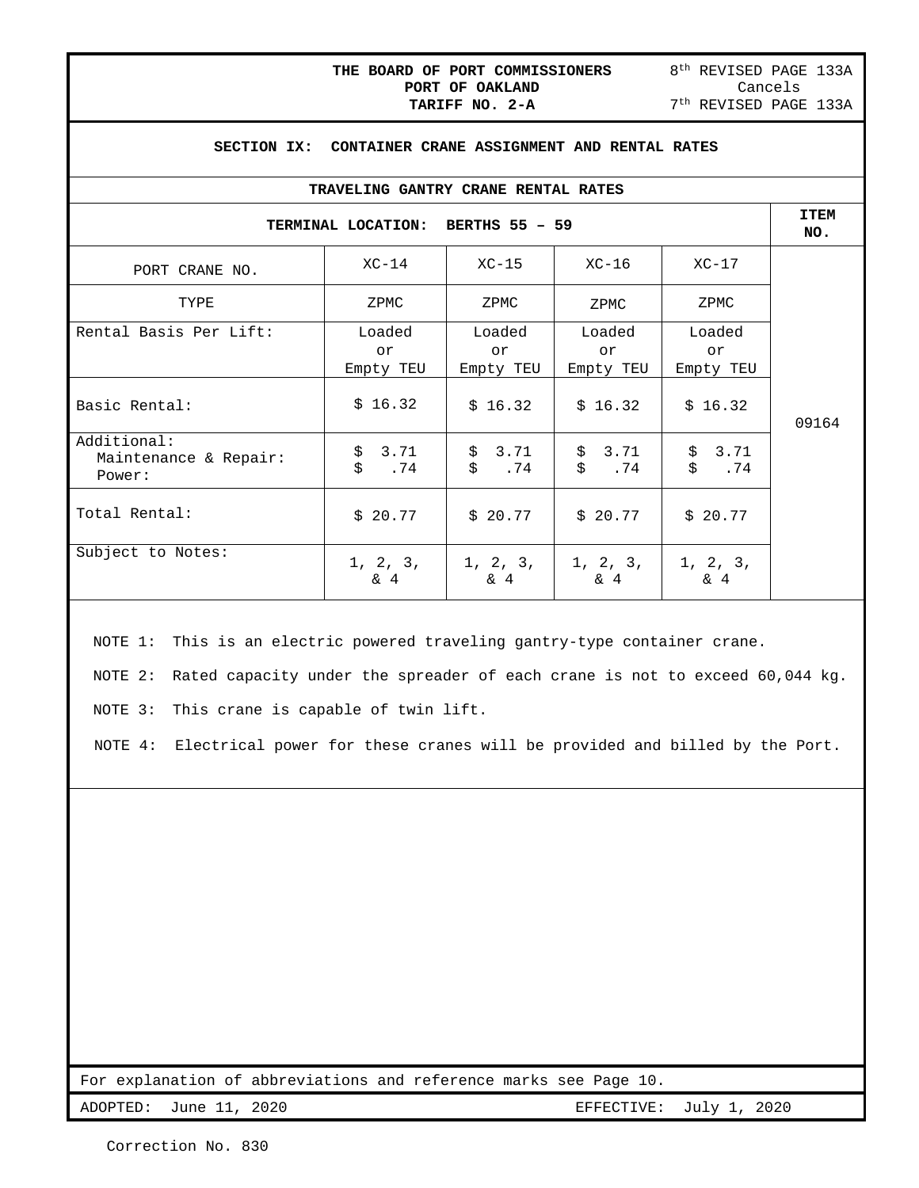**THE BOARD OF PORT COMMISSIONERS**
**PORT OF OAKLAND**
**TARIFF NO. 2-A**

8th REVISED PAGE 133A
Cancels
7th REVISED PAGE 133A

## SECTION IX: CONTAINER CRANE ASSIGNMENT AND RENTAL RATES

### TRAVELING GANTRY CRANE RENTAL RATES

| TERMINAL LOCATION: BERTHS 55 – 59 | | | | | ITEM NO. |
|---|---|---|---|---|---|
| PORT CRANE NO. | XC-14 | XC-15 | XC-16 | XC-17 | 09164 |
| TYPE | ZPMC | ZPMC | ZPMC | ZPMC | |
| Rental Basis Per Lift: | Loaded or Empty TEU | Loaded or Empty TEU | Loaded or Empty TEU | Loaded or Empty TEU | |
| Basic Rental: | $ 16.32 | $ 16.32 | $ 16.32 | $ 16.32 | |
| Additional: Maintenance & Repair: Power: | $ 3.71 $ .74 | $ 3.71 $ .74 | $ 3.71 $ .74 | $ 3.71 $ .74 | |
| Total Rental: | $ 20.77 | $ 20.77 | $ 20.77 | $ 20.77 | |
| Subject to Notes: | 1, 2, 3, & 4 | 1, 2, 3, & 4 | 1, 2, 3, & 4 | 1, 2, 3, & 4 | |

NOTE 1: This is an electric powered traveling gantry-type container crane.

NOTE 2: Rated capacity under the spreader of each crane is not to exceed 60,044 kg.

NOTE 3: This crane is capable of twin lift.

NOTE 4: Electrical power for these cranes will be provided and billed by the Port.

For explanation of abbreviations and reference marks see Page 10.

ADOPTED: June 11, 2020 EFFECTIVE: July 1, 2020

Correction No. 830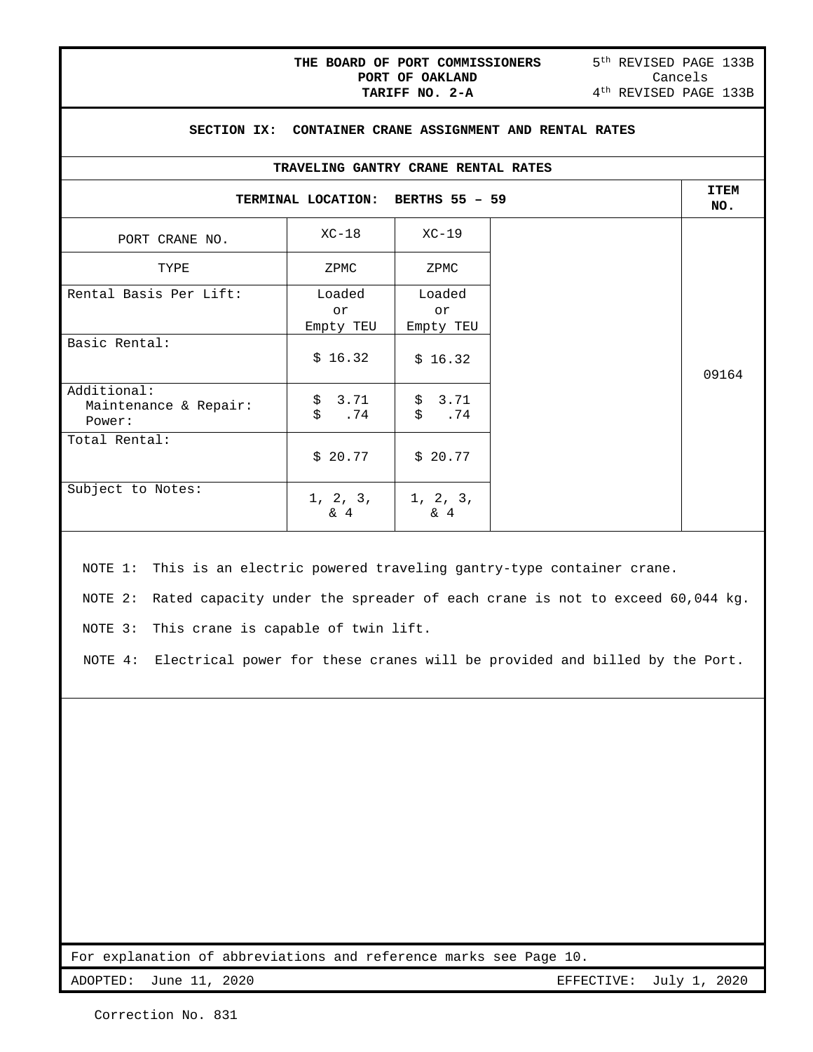**THE BOARD OF PORT COMMISSIONERS**
**PORT OF OAKLAND**
**TARIFF NO. 2-A**

5th REVISED PAGE 133B
Cancels
4th REVISED PAGE 133B

## SECTION IX: CONTAINER CRANE ASSIGNMENT AND RENTAL RATES

### TRAVELING GANTRY CRANE RENTAL RATES

| TERMINAL LOCATION: BERTHS 55 – 59 | | | ITEM NO. |
|---|---|---|---|
| PORT CRANE NO. | XC-18 | XC-19 | 09164 |
| TYPE | ZPMC | ZPMC | |
| Rental Basis Per Lift: | Loaded or Empty TEU | Loaded or Empty TEU | |
| Basic Rental: | $ 16.32 | $ 16.32 | |
| Additional: Maintenance & Repair: Power: | $ 3.71 $ .74 | $ 3.71 $ .74 | |
| Total Rental: | $ 20.77 | $ 20.77 | |
| Subject to Notes: | 1, 2, 3, & 4 | 1, 2, 3, & 4 | |

NOTE 1: This is an electric powered traveling gantry-type container crane.

NOTE 2: Rated capacity under the spreader of each crane is not to exceed 60,044 kg.

NOTE 3: This crane is capable of twin lift.

NOTE 4: Electrical power for these cranes will be provided and billed by the Port.

For explanation of abbreviations and reference marks see Page 10.

ADOPTED: June 11, 2020 EFFECTIVE: July 1, 2020

Correction No. 831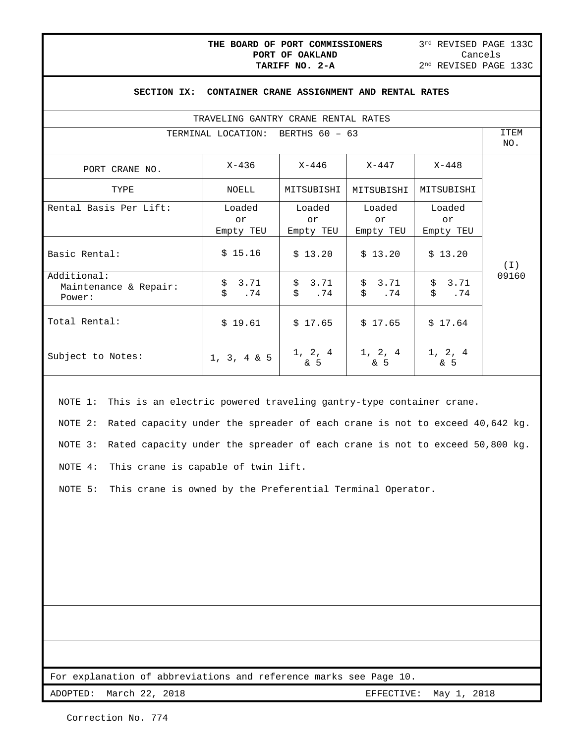**THE BOARD OF PORT COMMISSIONERS**
**PORT OF OAKLAND**
**TARIFF NO. 2-A**

3rd REVISED PAGE 133C
Cancels
2nd REVISED PAGE 133C

## SECTION IX: CONTAINER CRANE ASSIGNMENT AND RENTAL RATES

TRAVELING GANTRY CRANE RENTAL RATES

TERMINAL LOCATION: BERTHS 60 – 63

| PORT CRANE NO. | X-436 | X-446 | X-447 | X-448 | ITEM NO. |
|---|---|---|---|---|---|
| TYPE | NOELL | MITSUBISHI | MITSUBISHI | MITSUBISHI | |
| Rental Basis Per Lift: | Loaded or Empty TEU | Loaded or Empty TEU | Loaded or Empty TEU | Loaded or Empty TEU | |
| Basic Rental: | $ 15.16 | $ 13.20 | $ 13.20 | $ 13.20 | (I) 09160 |
| Additional: Maintenance & Repair: Power: | $ 3.71 $ .74 | $ 3.71 $ .74 | $ 3.71 $ .74 | $ 3.71 $ .74 | |
| Total Rental: | $ 19.61 | $ 17.65 | $ 17.65 | $ 17.64 | |
| Subject to Notes: | 1, 3, 4 & 5 | 1, 2, 4 & 5 | 1, 2, 4 & 5 | 1, 2, 4 & 5 | |

NOTE 1: This is an electric powered traveling gantry-type container crane.

NOTE 2: Rated capacity under the spreader of each crane is not to exceed 40,642 kg.

NOTE 3: Rated capacity under the spreader of each crane is not to exceed 50,800 kg.

NOTE 4: This crane is capable of twin lift.

NOTE 5: This crane is owned by the Preferential Terminal Operator.

For explanation of abbreviations and reference marks see Page 10.

ADOPTED: March 22, 2018 EFFECTIVE: May 1, 2018

Correction No. 774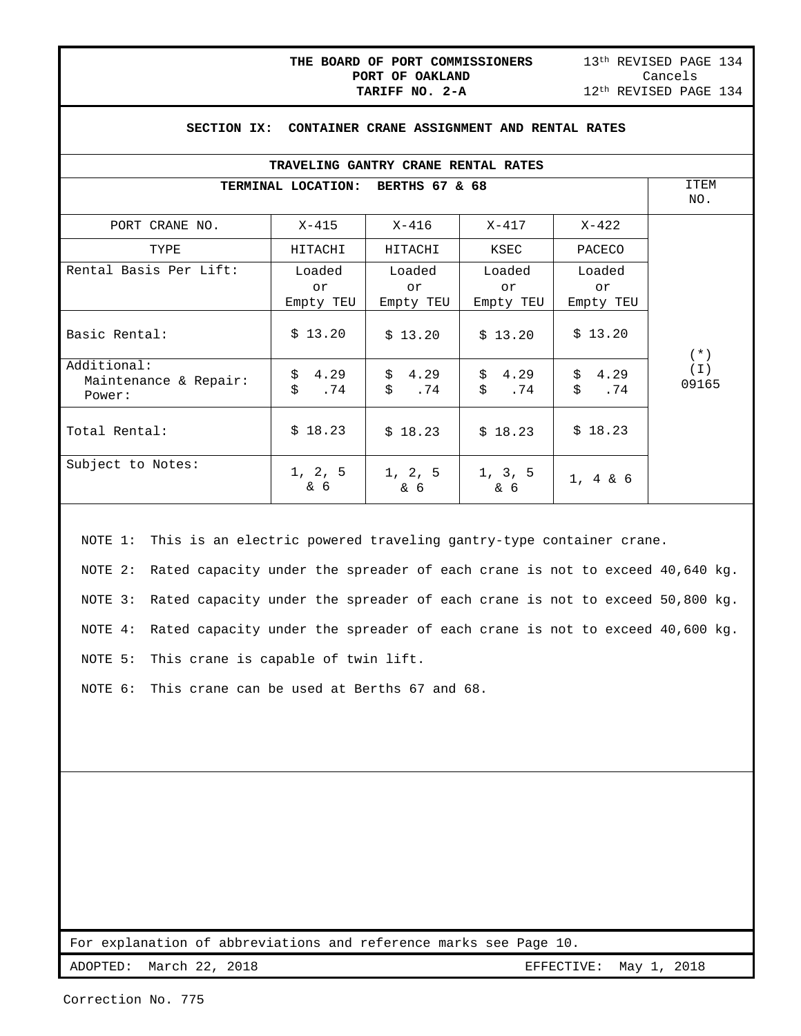**THE BOARD OF PORT COMMISSIONERS**
**PORT OF OAKLAND**
**TARIFF NO. 2-A**

13th REVISED PAGE 134
Cancels
12th REVISED PAGE 134

## SECTION IX: CONTAINER CRANE ASSIGNMENT AND RENTAL RATES

### TRAVELING GANTRY CRANE RENTAL RATES

**TERMINAL LOCATION: BERTHS 67 & 68**

| PORT CRANE NO. | X-415 | X-416 | X-417 | X-422 | ITEM NO. |
|---|---|---|---|---|---|
| TYPE | HITACHI | HITACHI | KSEC | PACECO | |
| Rental Basis Per Lift: | Loaded or Empty TEU | Loaded or Empty TEU | Loaded or Empty TEU | Loaded or Empty TEU | |
| Basic Rental: | $ 13.20 | $ 13.20 | $ 13.20 | $ 13.20 | |
| Additional: Maintenance & Repair: Power: | $ 4.29 $ .74 | $ 4.29 $ .74 | $ 4.29 $ .74 | $ 4.29 $ .74 | (*) (I) 09165 |
| Total Rental: | $ 18.23 | $ 18.23 | $ 18.23 | $ 18.23 | |
| Subject to Notes: | 1, 2, 5 & 6 | 1, 2, 5 & 6 | 1, 3, 5 & 6 | 1, 4 & 6 | |

NOTE 1: This is an electric powered traveling gantry-type container crane.

NOTE 2: Rated capacity under the spreader of each crane is not to exceed 40,640 kg.

NOTE 3: Rated capacity under the spreader of each crane is not to exceed 50,800 kg.

NOTE 4: Rated capacity under the spreader of each crane is not to exceed 40,600 kg.

NOTE 5: This crane is capable of twin lift.

NOTE 6: This crane can be used at Berths 67 and 68.

For explanation of abbreviations and reference marks see Page 10.

ADOPTED: March 22, 2018 EFFECTIVE: May 1, 2018

Correction No. 775